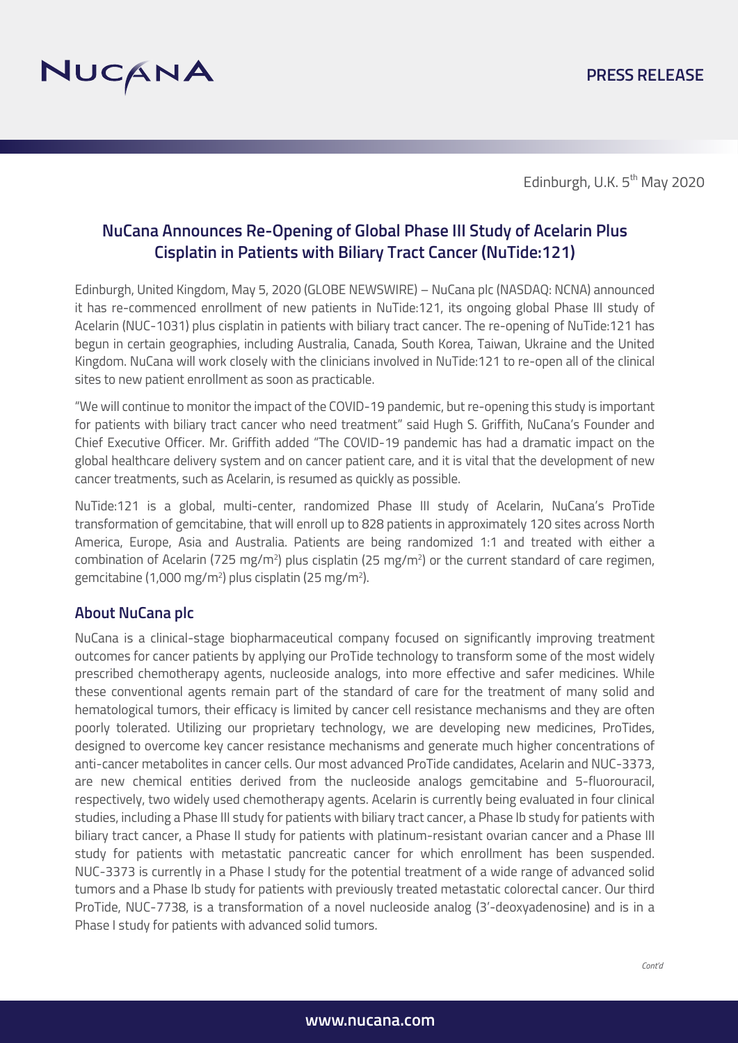NUCANA

**PRESS RELEASE**

Edinburgh, U.K. 5th May 2020

# NuCana Announces Re-Opening of Global Phase III Study of Acelarin Plus Cisplatin in Patients with Biliary Tract Cancer (NuTide:121)

Edinburgh, United Kingdom, May 5, 2020 (GLOBE NEWSWIRE) – NuCana plc (NASDAQ: NCNA) announced it has re-commenced enrollment of new patients in NuTide:121, its ongoing global Phase III study of Acelarin (NUC-1031) plus cisplatin in patients with biliary tract cancer. The re-opening of NuTide:121 has begun in certain geographies, including Australia, Canada, South Korea, Taiwan, Ukraine and the United Kingdom. NuCana will work closely with the clinicians involved in NuTide:121 to re-open all of the clinical sites to new patient enrollment as soon as practicable.

"We will continue to monitor the impact of the COVID-19 pandemic, but re-opening this study is important for patients with biliary tract cancer who need treatment" said Hugh S. Griffith, NuCana's Founder and Chief Executive Officer. Mr. Griffith added "The COVID-19 pandemic has had a dramatic impact on the global healthcare delivery system and on cancer patient care, and it is vital that the development of new cancer treatments, such as Acelarin, is resumed as quickly as possible.

NuTide:121 is a global, multi-center, randomized Phase III study of Acelarin, NuCana's ProTide transformation of gemcitabine, that will enroll up to 828 patients in approximately 120 sites across North America, Europe, Asia and Australia. Patients are being randomized 1:1 and treated with either a combination of Acelarin (725 mg/m$^2$) plus cisplatin (25 mg/m$^2$) or the current standard of care regimen, gemcitabine (1,000 mg/m$^2$) plus cisplatin (25 mg/m$^2$).

## About NuCana plc

NuCana is a clinical-stage biopharmaceutical company focused on significantly improving treatment outcomes for cancer patients by applying our ProTide technology to transform some of the most widely prescribed chemotherapy agents, nucleoside analogs, into more effective and safer medicines. While these conventional agents remain part of the standard of care for the treatment of many solid and hematological tumors, their efficacy is limited by cancer cell resistance mechanisms and they are often poorly tolerated. Utilizing our proprietary technology, we are developing new medicines, ProTides, designed to overcome key cancer resistance mechanisms and generate much higher concentrations of anti-cancer metabolites in cancer cells. Our most advanced ProTide candidates, Acelarin and NUC-3373, are new chemical entities derived from the nucleoside analogs gemcitabine and 5-fluorouracil, respectively, two widely used chemotherapy agents. Acelarin is currently being evaluated in four clinical studies, including a Phase III study for patients with biliary tract cancer, a Phase Ib study for patients with biliary tract cancer, a Phase II study for patients with platinum-resistant ovarian cancer and a Phase III study for patients with metastatic pancreatic cancer for which enrollment has been suspended. NUC-3373 is currently in a Phase I study for the potential treatment of a wide range of advanced solid tumors and a Phase Ib study for patients with previously treated metastatic colorectal cancer. Our third ProTide, NUC-7738, is a transformation of a novel nucleoside analog (3'-deoxyadenosine) and is in a Phase I study for patients with advanced solid tumors.

*Cont'd*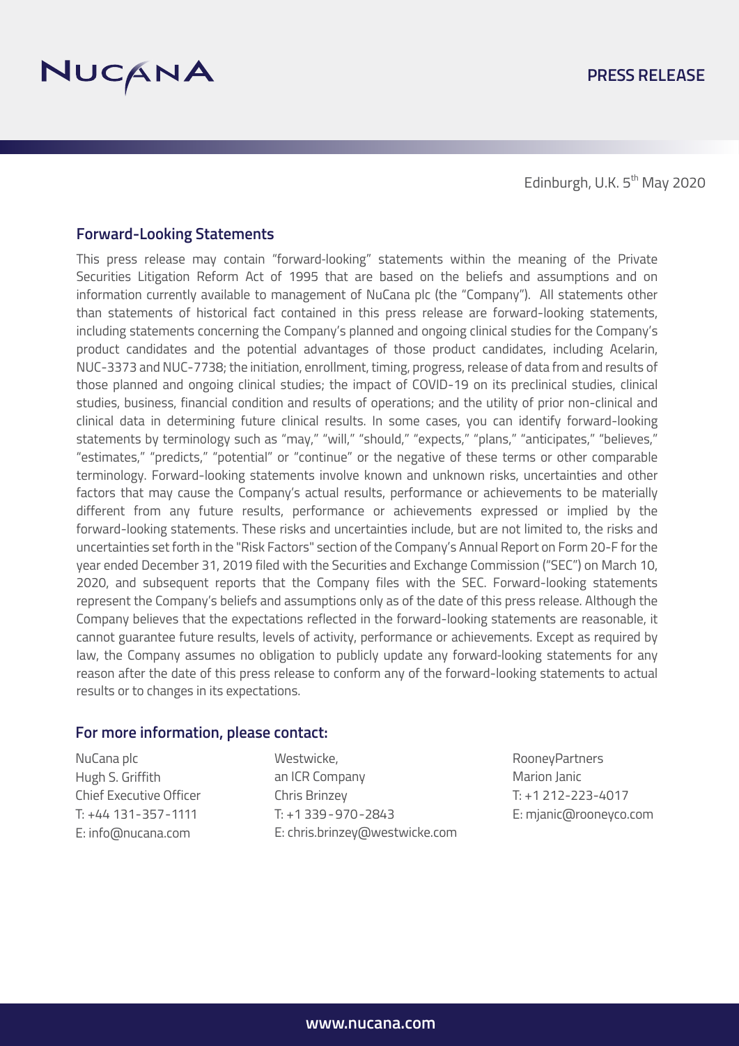Edinburgh, U.K. 5th May 2020

## Forward-Looking Statements

This press release may contain "forward-looking" statements within the meaning of the Private Securities Litigation Reform Act of 1995 that are based on the beliefs and assumptions and on information currently available to management of NuCana plc (the "Company"). All statements other than statements of historical fact contained in this press release are forward-looking statements, including statements concerning the Company's planned and ongoing clinical studies for the Company's product candidates and the potential advantages of those product candidates, including Acelarin, NUC-3373 and NUC-7738; the initiation, enrollment, timing, progress, release of data from and results of those planned and ongoing clinical studies; the impact of COVID-19 on its preclinical studies, clinical studies, business, financial condition and results of operations; and the utility of prior non-clinical and clinical data in determining future clinical results. In some cases, you can identify forward-looking statements by terminology such as "may," "will," "should," "expects," "plans," "anticipates," "believes," "estimates," "predicts," "potential" or "continue" or the negative of these terms or other comparable terminology. Forward-looking statements involve known and unknown risks, uncertainties and other factors that may cause the Company's actual results, performance or achievements to be materially different from any future results, performance or achievements expressed or implied by the forward-looking statements. These risks and uncertainties include, but are not limited to, the risks and uncertainties set forth in the "Risk Factors" section of the Company's Annual Report on Form 20-F for the year ended December 31, 2019 filed with the Securities and Exchange Commission ("SEC") on March 10, 2020, and subsequent reports that the Company files with the SEC. Forward-looking statements represent the Company's beliefs and assumptions only as of the date of this press release. Although the Company believes that the expectations reflected in the forward-looking statements are reasonable, it cannot guarantee future results, levels of activity, performance or achievements. Except as required by law, the Company assumes no obligation to publicly update any forward-looking statements for any reason after the date of this press release to conform any of the forward-looking statements to actual results or to changes in its expectations.

## For more information, please contact:

NuCana plc
Hugh S. Griffith
Chief Executive Officer
T: +44 131-357-1111
E: info@nucana.com

Westwicke,
an ICR Company
Chris Brinzey
T: +1 339-970-2843
E: chris.brinzey@westwicke.com

RooneyPartners
Marion Janic
T: +1 212-223-4017
E: mjanic@rooneyco.com

www.nucana.com